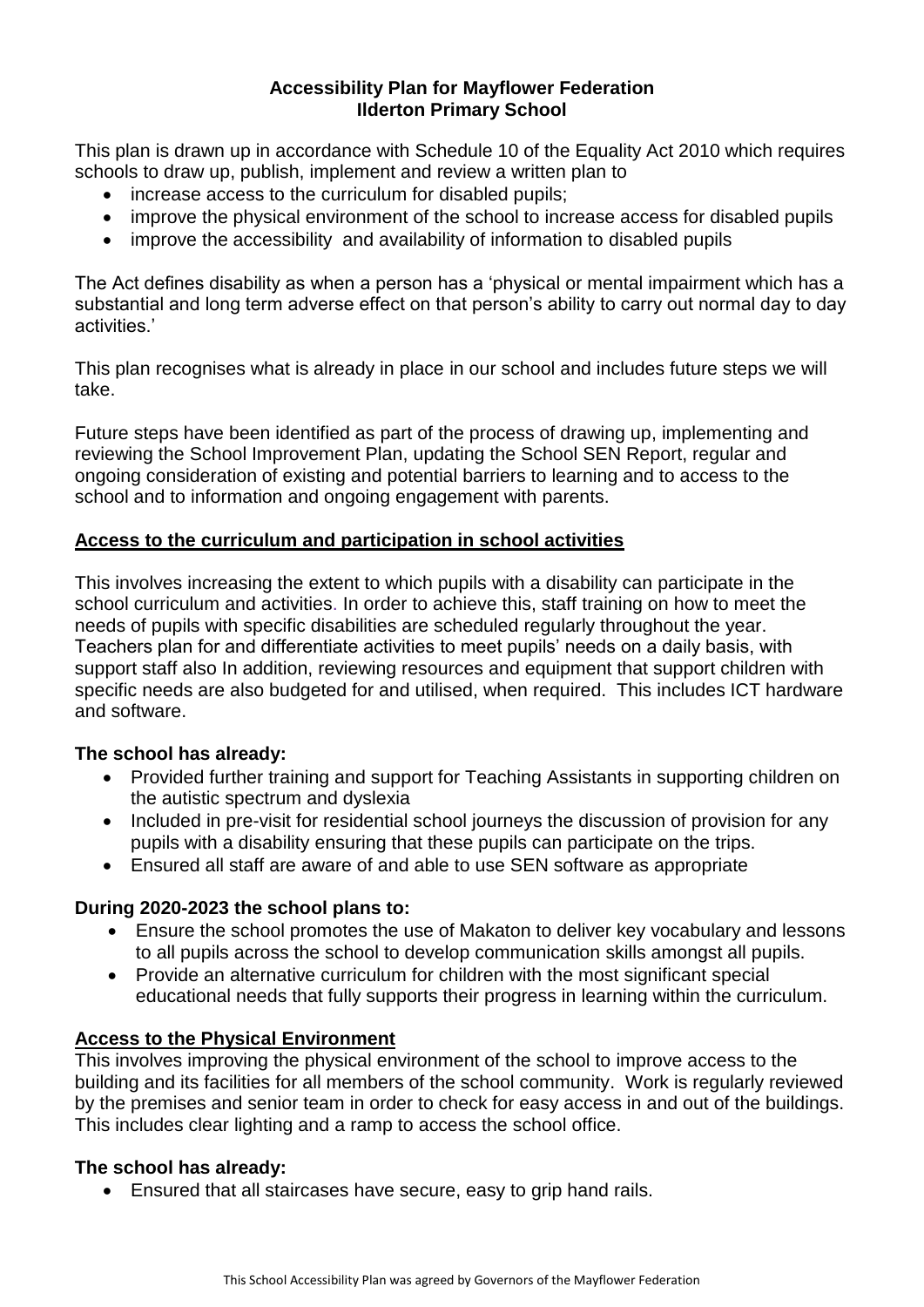**Accessibility Plan for Mayflower Federation**
**Ilderton Primary School**

This plan is drawn up in accordance with Schedule 10 of the Equality Act 2010 which requires schools to draw up, publish, implement and review a written plan to

- increase access to the curriculum for disabled pupils;
- improve the physical environment of the school to increase access for disabled pupils
- improve the accessibility and availability of information to disabled pupils

The Act defines disability as when a person has a 'physical or mental impairment which has a substantial and long term adverse effect on that person's ability to carry out normal day to day activities.'

This plan recognises what is already in place in our school and includes future steps we will take.

Future steps have been identified as part of the process of drawing up, implementing and reviewing the School Improvement Plan, updating the School SEN Report, regular and ongoing consideration of existing and potential barriers to learning and to access to the school and to information and ongoing engagement with parents.

## Access to the curriculum and participation in school activities

This involves increasing the extent to which pupils with a disability can participate in the school curriculum and activities. In order to achieve this, staff training on how to meet the needs of pupils with specific disabilities are scheduled regularly throughout the year. Teachers plan for and differentiate activities to meet pupils' needs on a daily basis, with support staff also In addition, reviewing resources and equipment that support children with specific needs are also budgeted for and utilised, when required. This includes ICT hardware and software.

### The school has already:

- Provided further training and support for Teaching Assistants in supporting children on the autistic spectrum and dyslexia
- Included in pre-visit for residential school journeys the discussion of provision for any pupils with a disability ensuring that these pupils can participate on the trips.
- Ensured all staff are aware of and able to use SEN software as appropriate

### During 2020-2023 the school plans to:

- Ensure the school promotes the use of Makaton to deliver key vocabulary and lessons to all pupils across the school to develop communication skills amongst all pupils.
- Provide an alternative curriculum for children with the most significant special educational needs that fully supports their progress in learning within the curriculum.

## Access to the Physical Environment

This involves improving the physical environment of the school to improve access to the building and its facilities for all members of the school community. Work is regularly reviewed by the premises and senior team in order to check for easy access in and out of the buildings. This includes clear lighting and a ramp to access the school office.

### The school has already:

- Ensured that all staircases have secure, easy to grip hand rails.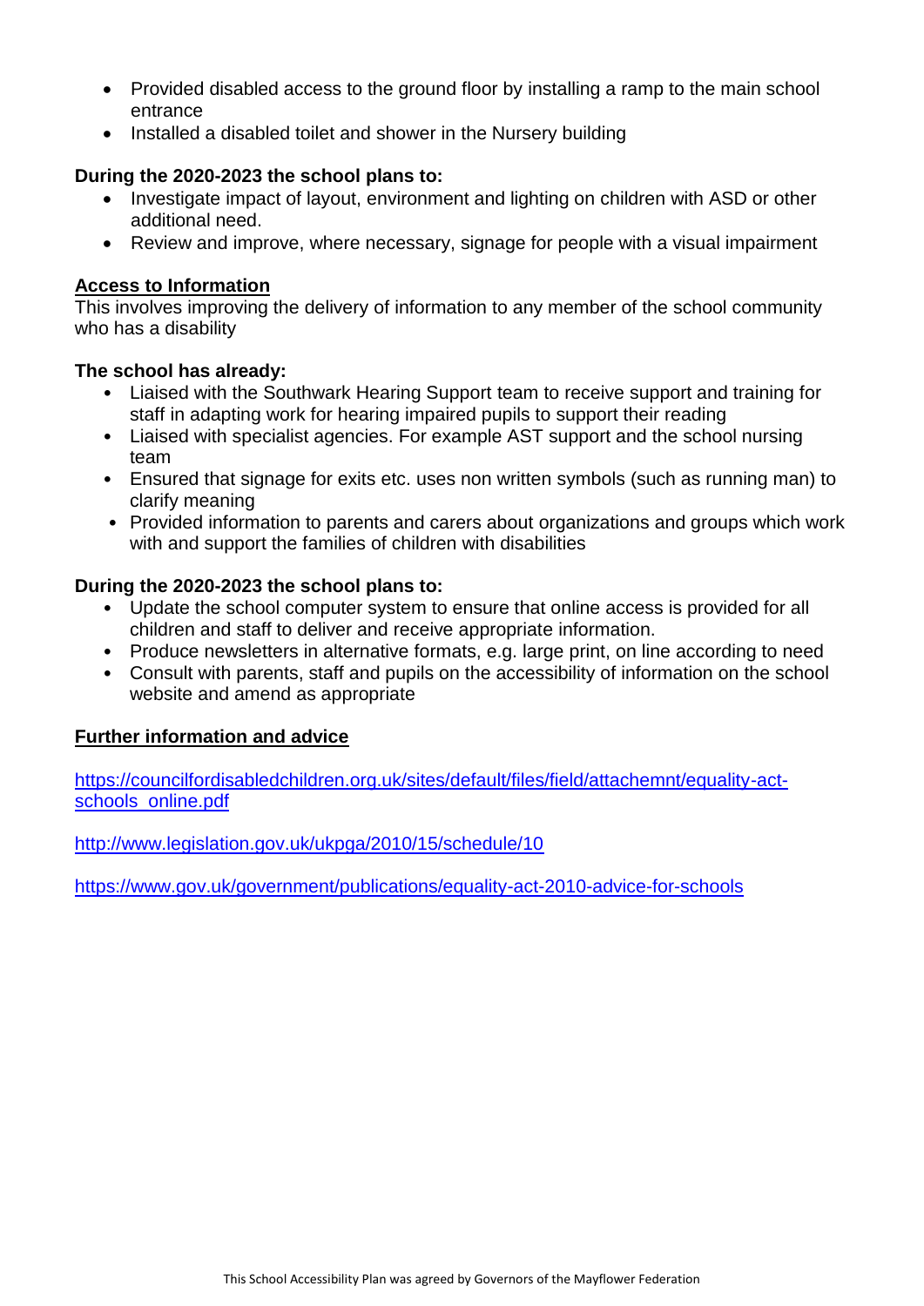- Provided disabled access to the ground floor by installing a ramp to the main school entrance
- Installed a disabled toilet and shower in the Nursery building

**During the 2020-2023 the school plans to:**

- Investigate impact of layout, environment and lighting on children with ASD or other additional need.
- Review and improve, where necessary, signage for people with a visual impairment

## Access to Information

This involves improving the delivery of information to any member of the school community who has a disability

**The school has already:**

- Liaised with the Southwark Hearing Support team to receive support and training for staff in adapting work for hearing impaired pupils to support their reading
- Liaised with specialist agencies. For example AST support and the school nursing team
- Ensured that signage for exits etc. uses non written symbols (such as running man) to clarify meaning
- Provided information to parents and carers about organizations and groups which work with and support the families of children with disabilities

**During the 2020-2023 the school plans to:**

- Update the school computer system to ensure that online access is provided for all children and staff to deliver and receive appropriate information.
- Produce newsletters in alternative formats, e.g. large print, on line according to need
- Consult with parents, staff and pupils on the accessibility of information on the school website and amend as appropriate

## Further information and advice

https://councilfordisabledchildren.org.uk/sites/default/files/field/attachemnt/equality-act-schools_online.pdf

http://www.legislation.gov.uk/ukpga/2010/15/schedule/10

https://www.gov.uk/government/publications/equality-act-2010-advice-for-schools

This School Accessibility Plan was agreed by Governors of the Mayflower Federation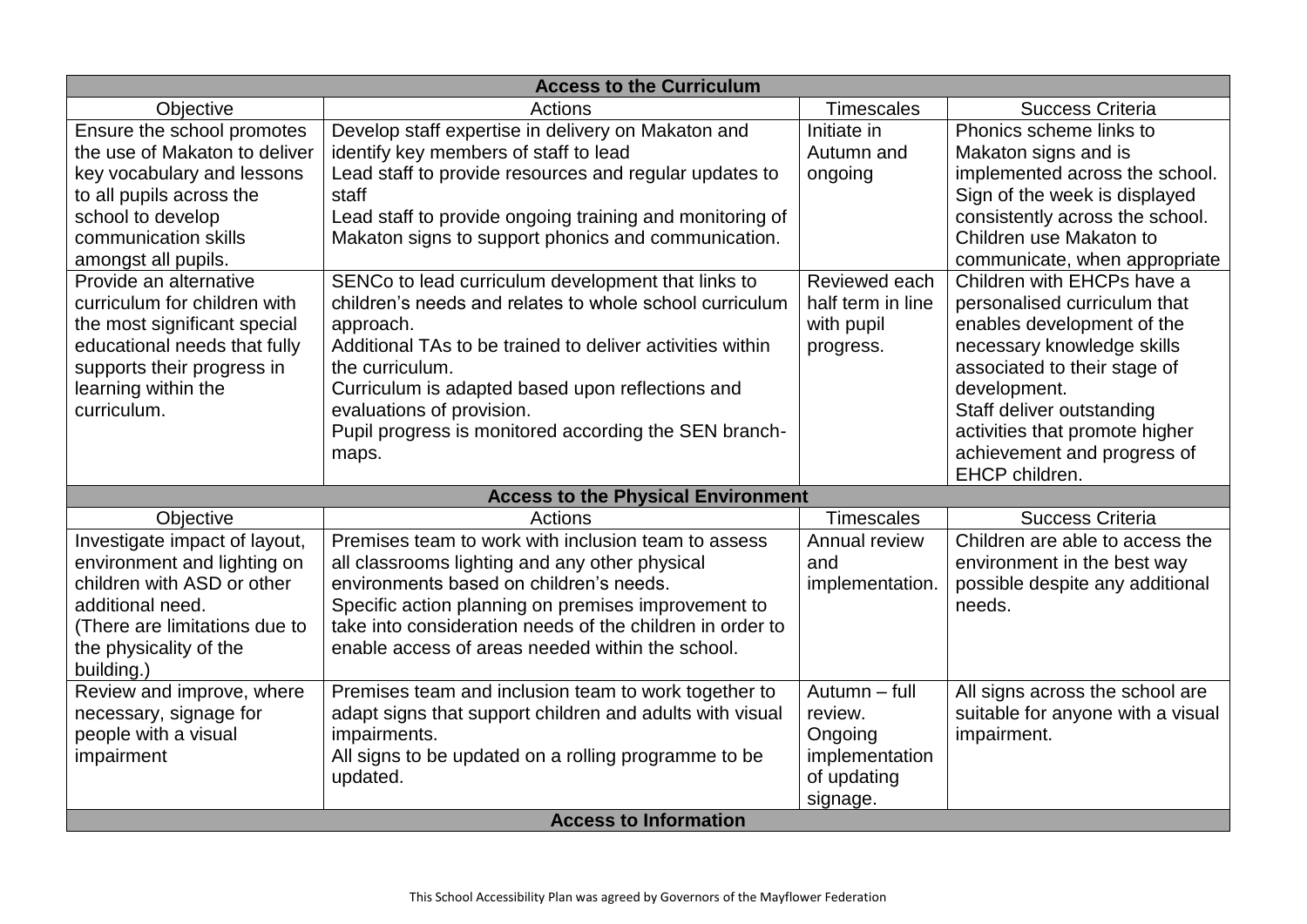| Access to the Curriculum | | | |
|---|---|---|---|
| Objective | Actions | Timescales | Success Criteria |
| Ensure the school promotes the use of Makaton to deliver key vocabulary and lessons to all pupils across the school to develop communication skills amongst all pupils. | Develop staff expertise in delivery on Makaton and identify key members of staff to lead<br>Lead staff to provide resources and regular updates to staff<br>Lead staff to provide ongoing training and monitoring of Makaton signs to support phonics and communication. | Initiate in Autumn and ongoing | Phonics scheme links to Makaton signs and is implemented across the school.<br>Sign of the week is displayed consistently across the school.<br>Children use Makaton to communicate, when appropriate |
| Provide an alternative curriculum for children with the most significant special educational needs that fully supports their progress in learning within the curriculum. | SENCo to lead curriculum development that links to children's needs and relates to whole school curriculum approach.<br>Additional TAs to be trained to deliver activities within the curriculum.<br>Curriculum is adapted based upon reflections and evaluations of provision.<br>Pupil progress is monitored according the SEN branch-maps. | Reviewed each half term in line with pupil progress. | Children with EHCPs have a personalised curriculum that enables development of the necessary knowledge skills associated to their stage of development.<br>Staff deliver outstanding activities that promote higher achievement and progress of EHCP children. |
| **Access to the Physical Environment** | | | |
| Objective | Actions | Timescales | Success Criteria |
| Investigate impact of layout, environment and lighting on children with ASD or other additional need.<br>(There are limitations due to the physicality of the building.) | Premises team to work with inclusion team to assess all classrooms lighting and any other physical environments based on children's needs.<br>Specific action planning on premises improvement to take into consideration needs of the children in order to enable access of areas needed within the school. | Annual review and implementation. | Children are able to access the environment in the best way possible despite any additional needs. |
| Review and improve, where necessary, signage for people with a visual impairment | Premises team and inclusion team to work together to adapt signs that support children and adults with visual impairments.<br>All signs to be updated on a rolling programme to be updated. | Autumn – full review.<br>Ongoing implementation of updating signage. | All signs across the school are suitable for anyone with a visual impairment. |
| **Access to Information** | | | |

This School Accessibility Plan was agreed by Governors of the Mayflower Federation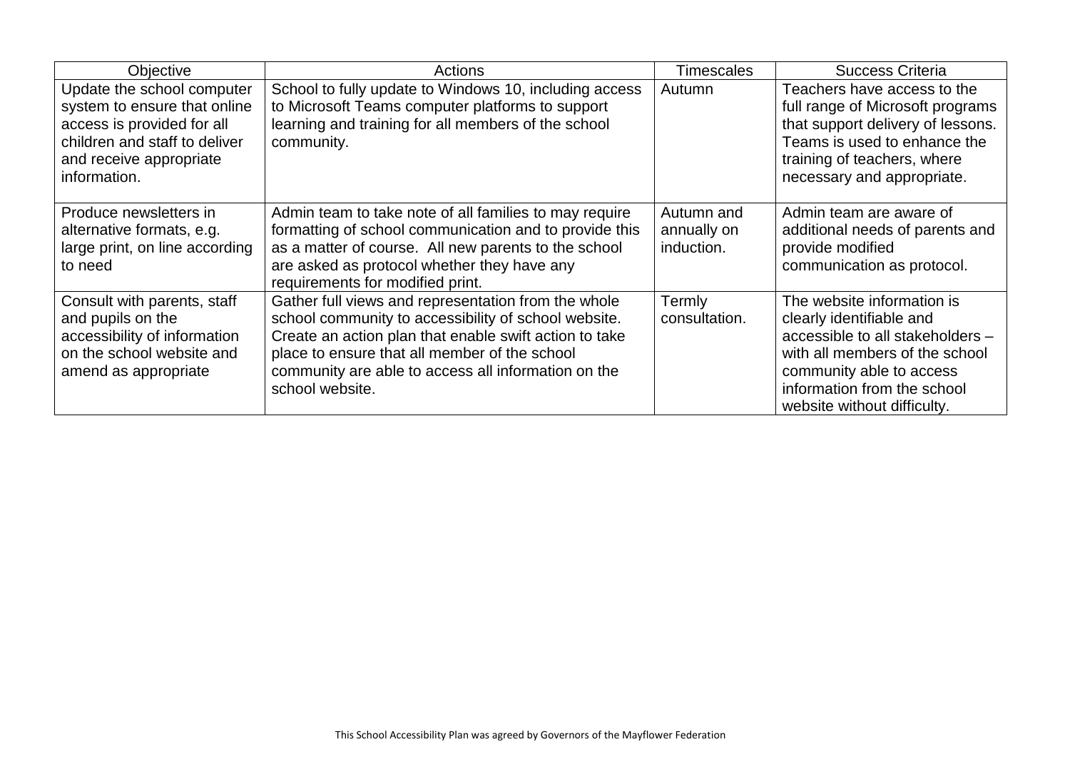| Objective | Actions | Timescales | Success Criteria |
|---|---|---|---|
| Update the school computer system to ensure that online access is provided for all children and staff to deliver and receive appropriate information. | School to fully update to Windows 10, including access to Microsoft Teams computer platforms to support learning and training for all members of the school community. | Autumn | Teachers have access to the full range of Microsoft programs that support delivery of lessons. Teams is used to enhance the training of teachers, where necessary and appropriate. |
| Produce newsletters in alternative formats, e.g. large print, on line according to need | Admin team to take note of all families to may require formatting of school communication and to provide this as a matter of course. All new parents to the school are asked as protocol whether they have any requirements for modified print. | Autumn and annually on induction. | Admin team are aware of additional needs of parents and provide modified communication as protocol. |
| Consult with parents, staff and pupils on the accessibility of information on the school website and amend as appropriate | Gather full views and representation from the whole school community to accessibility of school website. Create an action plan that enable swift action to take place to ensure that all member of the school community are able to access all information on the school website. | Termly consultation. | The website information is clearly identifiable and accessible to all stakeholders – with all members of the school community able to access information from the school website without difficulty. |

This School Accessibility Plan was agreed by Governors of the Mayflower Federation